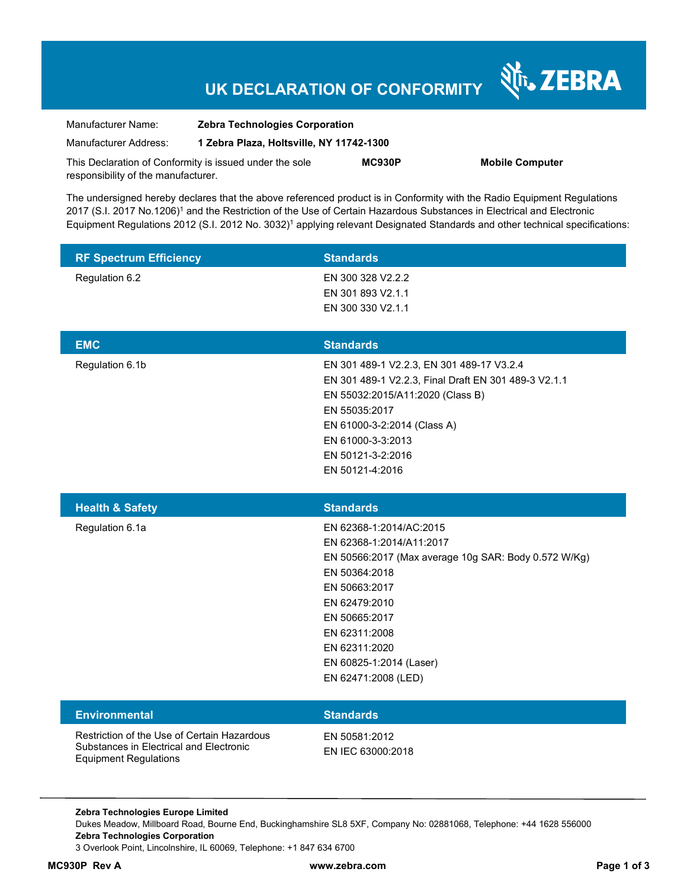# UK DECLARATION OF CONFORMITY

ZEBRA

| | |
|---|---|
| Manufacturer Name: | **Zebra Technologies Corporation** |
| Manufacturer Address: | **1 Zebra Plaza, Holtsville, NY 11742-1300** |

This Declaration of Conformity is issued under the sole responsibility of the manufacturer. **MC930P** **Mobile Computer**

The undersigned hereby declares that the above referenced product is in Conformity with the Radio Equipment Regulations 2017 (S.I. 2017 No.1206)[1] and the Restriction of the Use of Certain Hazardous Substances in Electrical and Electronic Equipment Regulations 2012 (S.I. 2012 No. 3032)[1] applying relevant Designated Standards and other technical specifications:

| RF Spectrum Efficiency | Standards |
|---|---|
| Regulation 6.2 | EN 300 328 V2.2.2<br>EN 301 893 V2.1.1<br>EN 300 330 V2.1.1 |

| EMC | Standards |
|---|---|
| Regulation 6.1b | EN 301 489-1 V2.2.3, EN 301 489-17 V3.2.4<br>EN 301 489-1 V2.2.3, Final Draft EN 301 489-3 V2.1.1<br>EN 55032:2015/A11:2020 (Class B)<br>EN 55035:2017<br>EN 61000-3-2:2014 (Class A)<br>EN 61000-3-3:2013<br>EN 50121-3-2:2016<br>EN 50121-4:2016 |

| Health & Safety | Standards |
|---|---|
| Regulation 6.1a | EN 62368-1:2014/AC:2015<br>EN 62368-1:2014/A11:2017<br>EN 50566:2017 (Max average 10g SAR: Body 0.572 W/Kg)<br>EN 50364:2018<br>EN 50663:2017<br>EN 62479:2010<br>EN 50665:2017<br>EN 62311:2008<br>EN 62311:2020<br>EN 60825-1:2014 (Laser)<br>EN 62471:2008 (LED) |

| Environmental | Standards |
|---|---|
| Restriction of the Use of Certain Hazardous Substances in Electrical and Electronic Equipment Regulations | EN 50581:2012<br>EN IEC 63000:2018 |

**Zebra Technologies Europe Limited**
Dukes Meadow, Millboard Road, Bourne End, Buckinghamshire SL8 5XF, Company No: 02881068, Telephone: +44 1628 556000
**Zebra Technologies Corporation**
3 Overlook Point, Lincolnshire, IL 60069, Telephone: +1 847 634 6700

**MC930P Rev A** **www.zebra.com**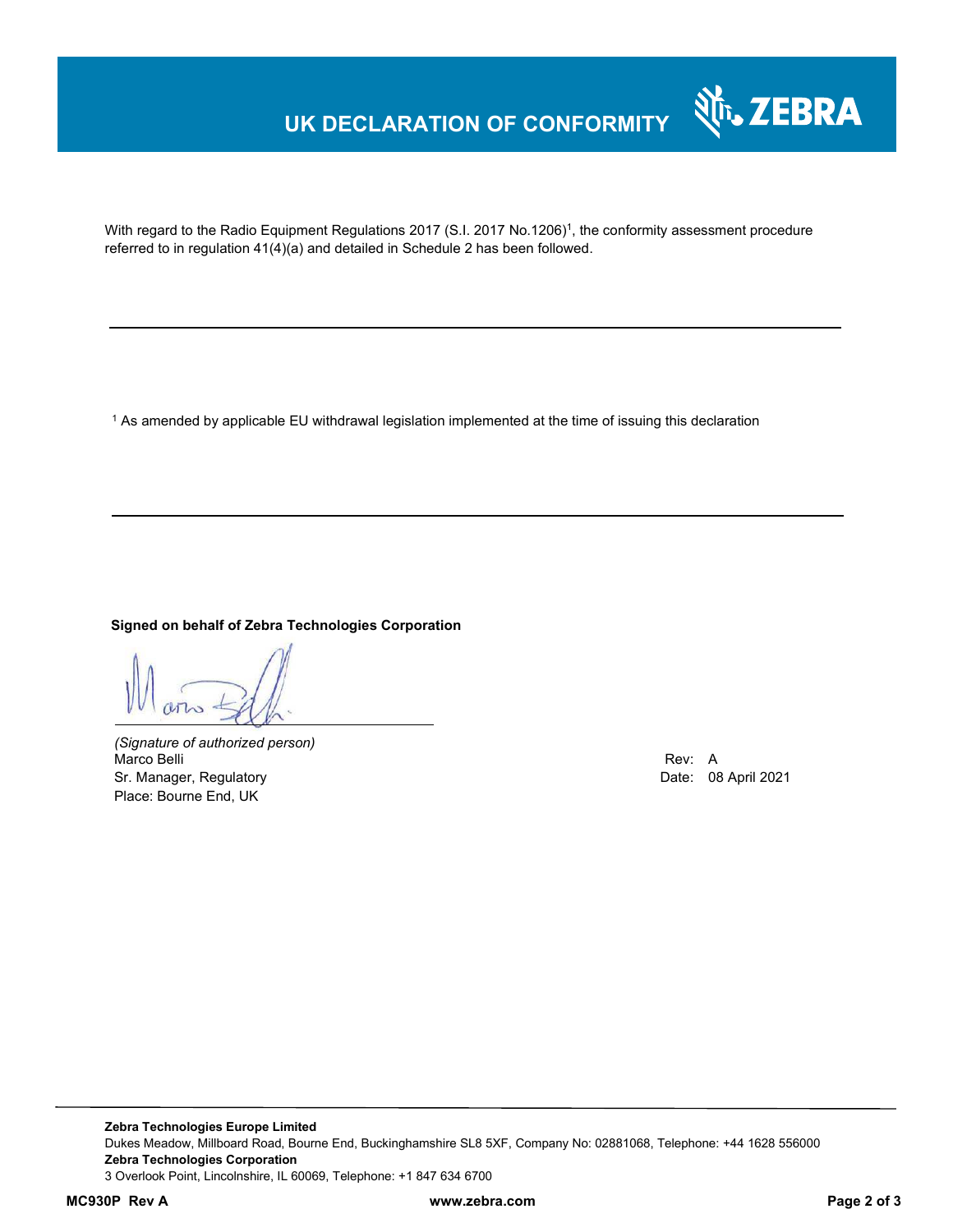# UK DECLARATION OF CONFORMITY

With regard to the Radio Equipment Regulations 2017 (S.I. 2017 No.1206)[1], the conformity assessment procedure referred to in regulation 41(4)(a) and detailed in Schedule 2 has been followed.

---

[1] As amended by applicable EU withdrawal legislation implemented at the time of issuing this declaration

---

**Signed on behalf of Zebra Technologies Corporation**

*(Signature of authorized person)*
Marco Belli
Sr. Manager, Regulatory
Place: Bourne End, UK

Rev: A
Date: 08 April 2021

---

**Zebra Technologies Europe Limited**
Dukes Meadow, Millboard Road, Bourne End, Buckinghamshire SL8 5XF, Company No: 02881068, Telephone: +44 1628 556000
**Zebra Technologies Corporation**
3 Overlook Point, Lincolnshire, IL 60069, Telephone: +1 847 634 6700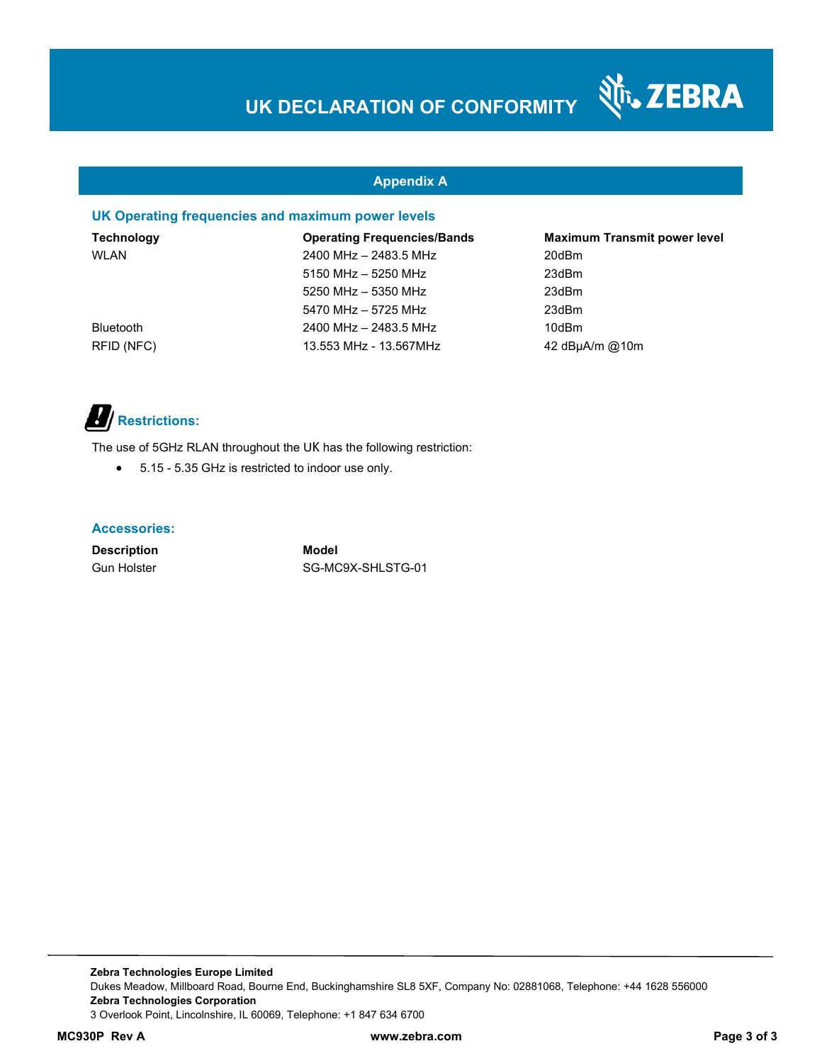# UK DECLARATION OF CONFORMITY

## Appendix A

### UK Operating frequencies and maximum power levels

| Technology | Operating Frequencies/Bands | Maximum Transmit power level |
|---|---|---|
| WLAN | 2400 MHz – 2483.5 MHz | 20dBm |
| | 5150 MHz – 5250 MHz | 23dBm |
| | 5250 MHz – 5350 MHz | 23dBm |
| | 5470 MHz – 5725 MHz | 23dBm |
| Bluetooth | 2400 MHz – 2483.5 MHz | 10dBm |
| RFID (NFC) | 13.553 MHz - 13.567MHz | 42 dBµA/m @10m |

### Restrictions:

The use of 5GHz RLAN throughout the UK has the following restriction:

- 5.15 - 5.35 GHz is restricted to indoor use only.

### Accessories:

| Description | Model |
|---|---|
| Gun Holster | SG-MC9X-SHLSTG-01 |

**Zebra Technologies Europe Limited**
Dukes Meadow, Millboard Road, Bourne End, Buckinghamshire SL8 5XF, Company No: 02881068, Telephone: +44 1628 556000
**Zebra Technologies Corporation**
3 Overlook Point, Lincolnshire, IL 60069, Telephone: +1 847 634 6700

**MC930P Rev A** **www.zebra.com**